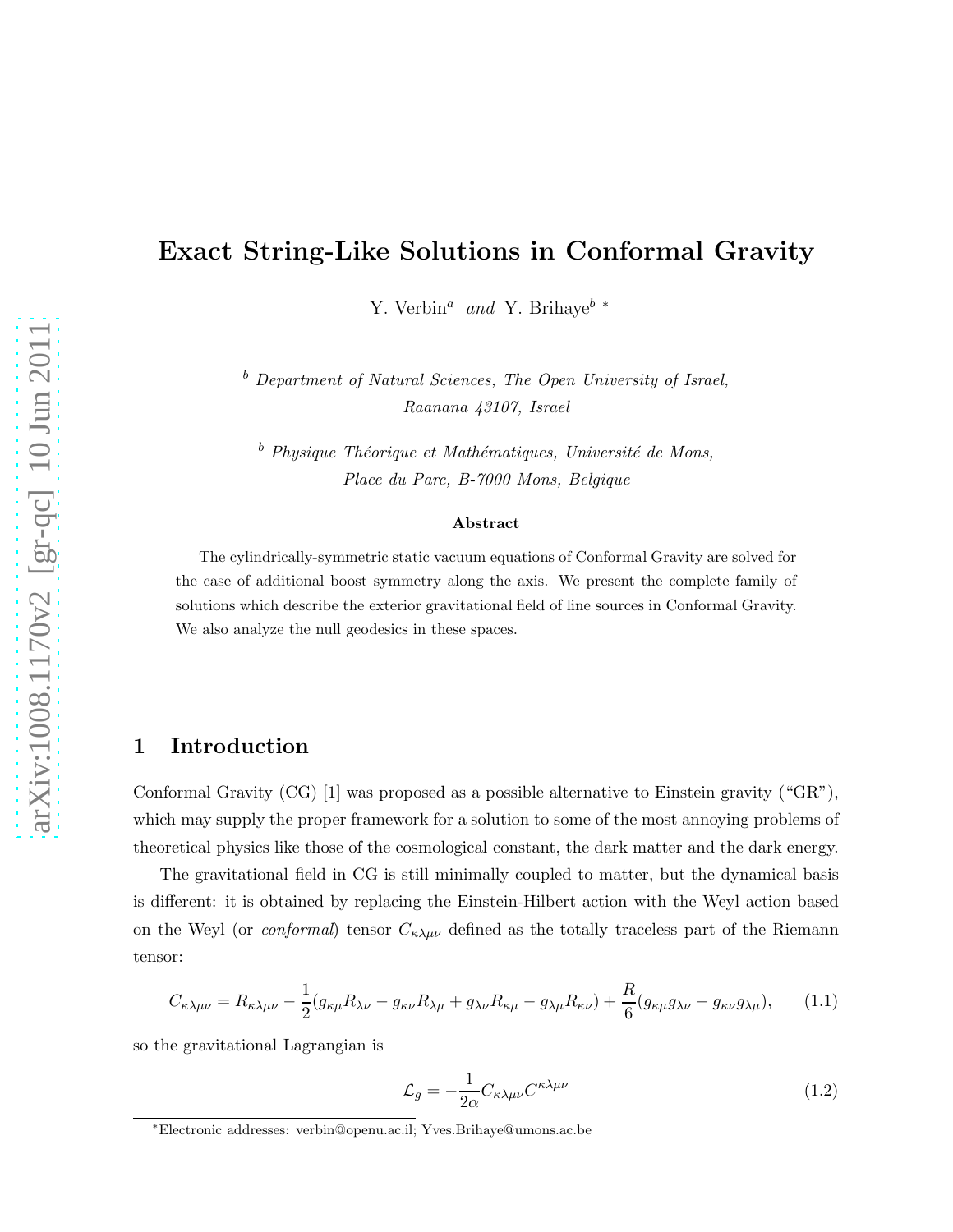# Exact String-Like Solutions in Conformal Gravity

Y. Verbin[a] *and* Y. Brihaye[b] *

[b] *Department of Natural Sciences, The Open University of Israel, Raanana 43107, Israel*

[b] *Physique Théorique et Mathématiques, Université de Mons, Place du Parc, B-7000 Mons, Belgique*

### Abstract

The cylindrically-symmetric static vacuum equations of Conformal Gravity are solved for the case of additional boost symmetry along the axis. We present the complete family of solutions which describe the exterior gravitational field of line sources in Conformal Gravity. We also analyze the null geodesics in these spaces.

## 1 Introduction

Conformal Gravity (CG) [1] was proposed as a possible alternative to Einstein gravity ("GR"), which may supply the proper framework for a solution to some of the most annoying problems of theoretical physics like those of the cosmological constant, the dark matter and the dark energy.

The gravitational field in CG is still minimally coupled to matter, but the dynamical basis is different: it is obtained by replacing the Einstein-Hilbert action with the Weyl action based on the Weyl (or *conformal*) tensor $C_{\kappa\lambda\mu\nu}$ defined as the totally traceless part of the Riemann tensor:

$$C_{\kappa\lambda\mu\nu} = R_{\kappa\lambda\mu\nu} - \frac{1}{2}(g_{\kappa\mu}R_{\lambda\nu} - g_{\kappa\nu}R_{\lambda\mu} + g_{\lambda\nu}R_{\kappa\mu} - g_{\lambda\mu}R_{\kappa\nu}) + \frac{R}{6}(g_{\kappa\mu}g_{\lambda\nu} - g_{\kappa\nu}g_{\lambda\mu}), \qquad (1.1)$$

so the gravitational Lagrangian is

$$\mathcal{L}_g = -\frac{1}{2\alpha}C_{\kappa\lambda\mu\nu}C^{\kappa\lambda\mu\nu} \qquad (1.2)$$

*Electronic addresses: verbin@openu.ac.il; Yves.Brihaye@umons.ac.be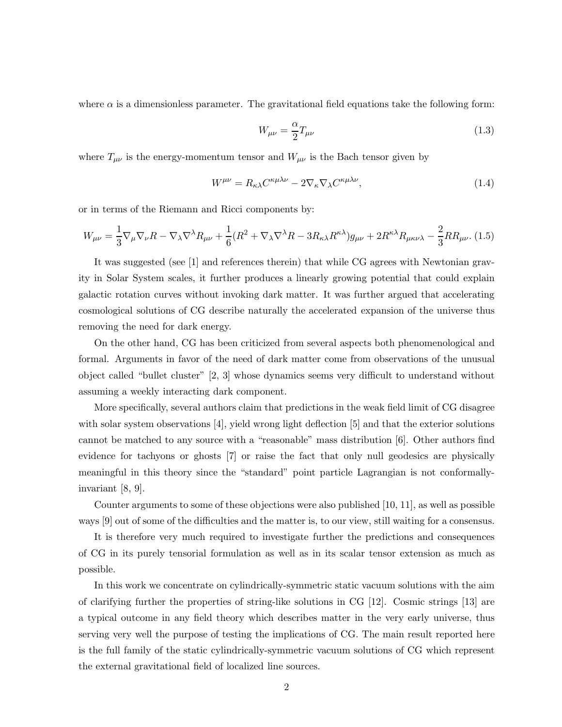where $\alpha$ is a dimensionless parameter. The gravitational field equations take the following form:

$$W_{\mu\nu} = \frac{\alpha}{2} T_{\mu\nu} \tag{1.3}$$

where $T_{\mu\nu}$ is the energy-momentum tensor and $W_{\mu\nu}$ is the Bach tensor given by

$$W^{\mu\nu} = R_{\kappa\lambda} C^{\kappa\mu\lambda\nu} - 2\nabla_\kappa \nabla_\lambda C^{\kappa\mu\lambda\nu}, \tag{1.4}$$

or in terms of the Riemann and Ricci components by:

$$W_{\mu\nu} = \frac{1}{3}\nabla_\mu \nabla_\nu R - \nabla_\lambda \nabla^\lambda R_{\mu\nu} + \frac{1}{6}(R^2 + \nabla_\lambda \nabla^\lambda R - 3R_{\kappa\lambda}R^{\kappa\lambda})g_{\mu\nu} + 2R^{\kappa\lambda}R_{\mu\kappa\nu\lambda} - \frac{2}{3}RR_{\mu\nu}. \tag{1.5}$$

It was suggested (see [1] and references therein) that while CG agrees with Newtonian gravity in Solar System scales, it further produces a linearly growing potential that could explain galactic rotation curves without invoking dark matter. It was further argued that accelerating cosmological solutions of CG describe naturally the accelerated expansion of the universe thus removing the need for dark energy.

On the other hand, CG has been criticized from several aspects both phenomenological and formal. Arguments in favor of the need of dark matter come from observations of the unusual object called "bullet cluster" [2, 3] whose dynamics seems very difficult to understand without assuming a weekly interacting dark component.

More specifically, several authors claim that predictions in the weak field limit of CG disagree with solar system observations [4], yield wrong light deflection [5] and that the exterior solutions cannot be matched to any source with a "reasonable" mass distribution [6]. Other authors find evidence for tachyons or ghosts [7] or raise the fact that only null geodesics are physically meaningful in this theory since the "standard" point particle Lagrangian is not conformally-invariant [8, 9].

Counter arguments to some of these objections were also published [10, 11], as well as possible ways [9] out of some of the difficulties and the matter is, to our view, still waiting for a consensus.

It is therefore very much required to investigate further the predictions and consequences of CG in its purely tensorial formulation as well as in its scalar tensor extension as much as possible.

In this work we concentrate on cylindrically-symmetric static vacuum solutions with the aim of clarifying further the properties of string-like solutions in CG [12]. Cosmic strings [13] are a typical outcome in any field theory which describes matter in the very early universe, thus serving very well the purpose of testing the implications of CG. The main result reported here is the full family of the static cylindrically-symmetric vacuum solutions of CG which represent the external gravitational field of localized line sources.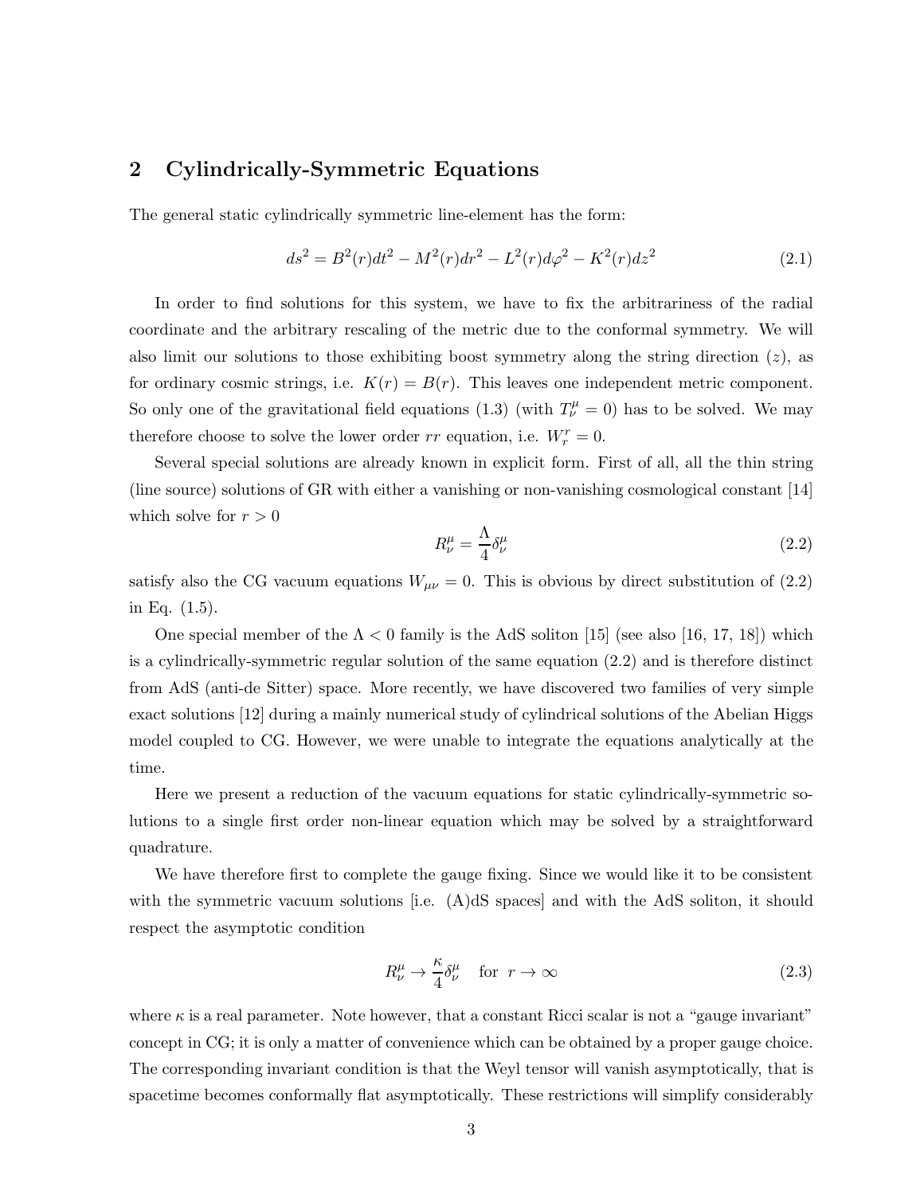## 2 Cylindrically-Symmetric Equations

The general static cylindrically symmetric line-element has the form:

$$ds^2 = B^2(r)dt^2 - M^2(r)dr^2 - L^2(r)d\varphi^2 - K^2(r)dz^2 \tag{2.1}$$

In order to find solutions for this system, we have to fix the arbitrariness of the radial coordinate and the arbitrary rescaling of the metric due to the conformal symmetry. We will also limit our solutions to those exhibiting boost symmetry along the string direction ($z$), as for ordinary cosmic strings, i.e. $K(r) = B(r)$. This leaves one independent metric component. So only one of the gravitational field equations (1.3) (with $T^\mu_\nu = 0$) has to be solved. We may therefore choose to solve the lower order $rr$ equation, i.e. $W^r_r = 0$.

Several special solutions are already known in explicit form. First of all, all the thin string (line source) solutions of GR with either a vanishing or non-vanishing cosmological constant [14] which solve for $r > 0$

$$R^\mu_\nu = \frac{\Lambda}{4}\delta^\mu_\nu \tag{2.2}$$

satisfy also the CG vacuum equations $W_{\mu\nu} = 0$. This is obvious by direct substitution of (2.2) in Eq. (1.5).

One special member of the $\Lambda < 0$ family is the AdS soliton [15] (see also [16, 17, 18]) which is a cylindrically-symmetric regular solution of the same equation (2.2) and is therefore distinct from AdS (anti-de Sitter) space. More recently, we have discovered two families of very simple exact solutions [12] during a mainly numerical study of cylindrical solutions of the Abelian Higgs model coupled to CG. However, we were unable to integrate the equations analytically at the time.

Here we present a reduction of the vacuum equations for static cylindrically-symmetric solutions to a single first order non-linear equation which may be solved by a straightforward quadrature.

We have therefore first to complete the gauge fixing. Since we would like it to be consistent with the symmetric vacuum solutions [i.e. (A)dS spaces] and with the AdS soliton, it should respect the asymptotic condition

$$R^\mu_\nu \to \frac{\kappa}{4}\delta^\mu_\nu \quad \text{for} \quad r \to \infty \tag{2.3}$$

where $\kappa$ is a real parameter. Note however, that a constant Ricci scalar is not a "gauge invariant" concept in CG; it is only a matter of convenience which can be obtained by a proper gauge choice. The corresponding invariant condition is that the Weyl tensor will vanish asymptotically, that is spacetime becomes conformally flat asymptotically. These restrictions will simplify considerably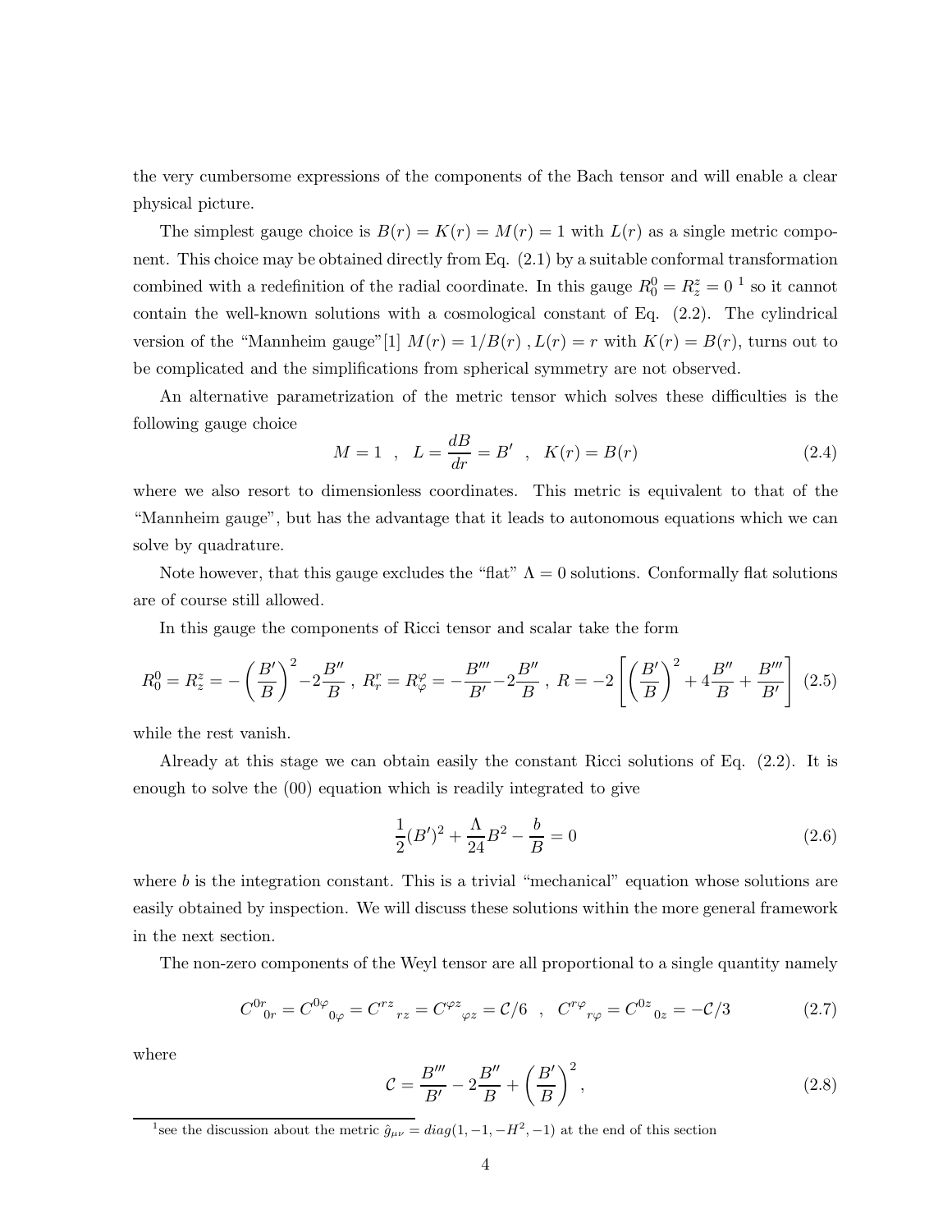the very cumbersome expressions of the components of the Bach tensor and will enable a clear physical picture.

The simplest gauge choice is $B(r) = K(r) = M(r) = 1$ with $L(r)$ as a single metric component. This choice may be obtained directly from Eq. (2.1) by a suitable conformal transformation combined with a redefinition of the radial coordinate. In this gauge $R_0^0 = R_z^z = 0$ [1] so it cannot contain the well-known solutions with a cosmological constant of Eq. (2.2). The cylindrical version of the "Mannheim gauge"[1] $M(r) = 1/B(r)$ , $L(r) = r$ with $K(r) = B(r)$, turns out to be complicated and the simplifications from spherical symmetry are not observed.

An alternative parametrization of the metric tensor which solves these difficulties is the following gauge choice

$$M = 1 \quad , \quad L = \frac{dB}{dr} = B' \quad , \quad K(r) = B(r) \tag{2.4}$$

where we also resort to dimensionless coordinates. This metric is equivalent to that of the "Mannheim gauge", but has the advantage that it leads to autonomous equations which we can solve by quadrature.

Note however, that this gauge excludes the "flat" $\Lambda = 0$ solutions. Conformally flat solutions are of course still allowed.

In this gauge the components of Ricci tensor and scalar take the form

$$R_0^0 = R_z^z = -\left(\frac{B'}{B}\right)^2 - 2\frac{B''}{B} \ , \ R_r^r = R_\varphi^\varphi = -\frac{B'''}{B'} - 2\frac{B''}{B} \ , \ R = -2\left[\left(\frac{B'}{B}\right)^2 + 4\frac{B''}{B} + \frac{B'''}{B'}\right] \tag{2.5}$$

while the rest vanish.

Already at this stage we can obtain easily the constant Ricci solutions of Eq. (2.2). It is enough to solve the (00) equation which is readily integrated to give

$$\frac{1}{2}(B')^2 + \frac{\Lambda}{24}B^2 - \frac{b}{B} = 0 \tag{2.6}$$

where $b$ is the integration constant. This is a trivial "mechanical" equation whose solutions are easily obtained by inspection. We will discuss these solutions within the more general framework in the next section.

The non-zero components of the Weyl tensor are all proportional to a single quantity namely

$$C^{0r}{}_{0r} = C^{0\varphi}{}_{0\varphi} = C^{rz}{}_{rz} = C^{\varphi z}{}_{\varphi z} = \mathcal{C}/6 \quad , \quad C^{r\varphi}{}_{r\varphi} = C^{0z}{}_{0z} = -\mathcal{C}/3 \tag{2.7}$$

where

$$\mathcal{C} = \frac{B'''}{B'} - 2\frac{B''}{B} + \left(\frac{B'}{B}\right)^2, \tag{2.8}$$

[1] see the discussion about the metric $\hat{g}_{\mu\nu} = diag(1, -1, -H^2, -1)$ at the end of this section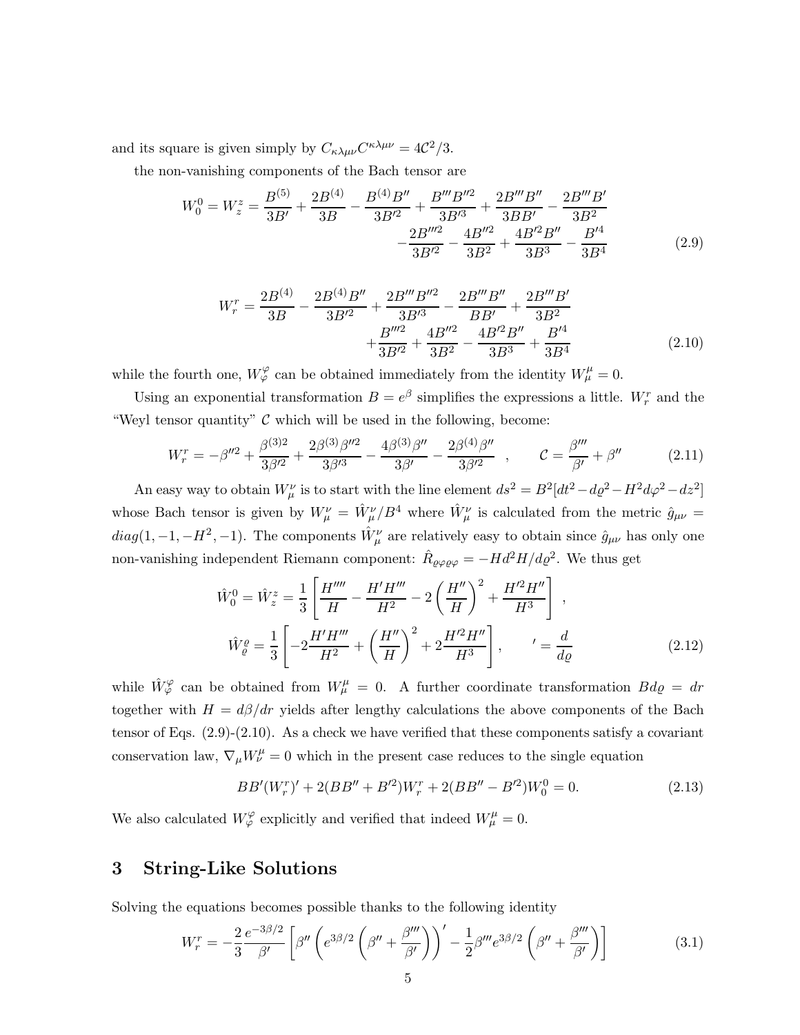and its square is given simply by $C_{\kappa\lambda\mu\nu}C^{\kappa\lambda\mu\nu} = 4\mathcal{C}^2/3$.

the non-vanishing components of the Bach tensor are

$$
\begin{aligned}
W_0^0 = W_z^z = \frac{B^{(5)}}{3B'} + \frac{2B^{(4)}}{3B} - \frac{B^{(4)}B''}{3B'^2} + \frac{B'''B''^2}{3B'^3} + \frac{2B'''B''}{3BB'} - \frac{2B'''B'}{3B^2} \\
-\frac{2B'''^2}{3B'^2} - \frac{4B''^2}{3B^2} + \frac{4B'^2B''}{3B^3} - \frac{B'^4}{3B^4}
\end{aligned}
\tag{2.9}
$$

$$
\begin{aligned}
W_r^r = \frac{2B^{(4)}}{3B} - \frac{2B^{(4)}B''}{3B'^2} + \frac{2B'''B''^2}{3B'^3} - \frac{2B'''B''}{BB'} + \frac{2B'''B'}{3B^2} \\
+\frac{B'''^2}{3B'^2} + \frac{4B''^2}{3B^2} - \frac{4B'^2B''}{3B^3} + \frac{B'^4}{3B^4}
\end{aligned}
\tag{2.10}
$$

while the fourth one, $W_\varphi^\varphi$ can be obtained immediately from the identity $W_\mu^\mu = 0$.

Using an exponential transformation $B = e^\beta$ simplifies the expressions a little. $W_r^r$ and the "Weyl tensor quantity" $\mathcal{C}$ which will be used in the following, become:

$$
W_r^r = -\beta''^2 + \frac{\beta^{(3)2}}{3\beta'^2} + \frac{2\beta^{(3)}\beta''^2}{3\beta'^3} - \frac{4\beta^{(3)}\beta''}{3\beta'} - \frac{2\beta^{(4)}\beta''}{3\beta'^2} \quad , \qquad \mathcal{C} = \frac{\beta'''}{\beta'} + \beta'' \tag{2.11}
$$

An easy way to obtain $W_\mu^\nu$ is to start with the line element $ds^2 = B^2[dt^2 - d\varrho^2 - H^2 d\varphi^2 - dz^2]$ whose Bach tensor is given by $W_\mu^\nu = \hat{W}_\mu^\nu / B^4$ where $\hat{W}_\mu^\nu$ is calculated from the metric $\hat{g}_{\mu\nu} = diag(1, -1, -H^2, -1)$. The components $\hat{W}_\mu^\nu$ are relatively easy to obtain since $\hat{g}_{\mu\nu}$ has only one non-vanishing independent Riemann component: $\hat{R}_{\varrho\varphi\varrho\varphi} = -H d^2H/d\varrho^2$. We thus get

$$
\begin{aligned}
\hat{W}_0^0 = \hat{W}_z^z &= \frac{1}{3}\left[\frac{H''''}{H} - \frac{H'H'''}{H^2} - 2\left(\frac{H''}{H}\right)^2 + \frac{H'^2H''}{H^3}\right] \ , \\
\hat{W}_\varrho^\varrho &= \frac{1}{3}\left[-2\frac{H'H'''}{H^2} + \left(\frac{H''}{H}\right)^2 + 2\frac{H'^2H''}{H^3}\right], \qquad ' = \frac{d}{d\varrho}
\end{aligned}
\tag{2.12}
$$

while $\hat{W}_\varphi^\varphi$ can be obtained from $W_\mu^\mu = 0$. A further coordinate transformation $Bd\varrho = dr$ together with $H = d\beta/dr$ yields after lengthy calculations the above components of the Bach tensor of Eqs. (2.9)-(2.10). As a check we have verified that these components satisfy a covariant conservation law, $\nabla_\mu W_\nu^\mu = 0$ which in the present case reduces to the single equation

$$
BB'(W_r^r)' + 2(BB'' + B'^2)W_r^r + 2(BB'' - B'^2)W_0^0 = 0. \tag{2.13}
$$

We also calculated $W_\varphi^\varphi$ explicitly and verified that indeed $W_\mu^\mu = 0$.

# 3 String-Like Solutions

Solving the equations becomes possible thanks to the following identity

$$
W_r^r = -\frac{2}{3}\frac{e^{-3\beta/2}}{\beta'}\left[\beta''\left(e^{3\beta/2}\left(\beta'' + \frac{\beta'''}{\beta'}\right)\right)' - \frac{1}{2}\beta''' e^{3\beta/2}\left(\beta'' + \frac{\beta'''}{\beta'}\right)\right] \tag{3.1}
$$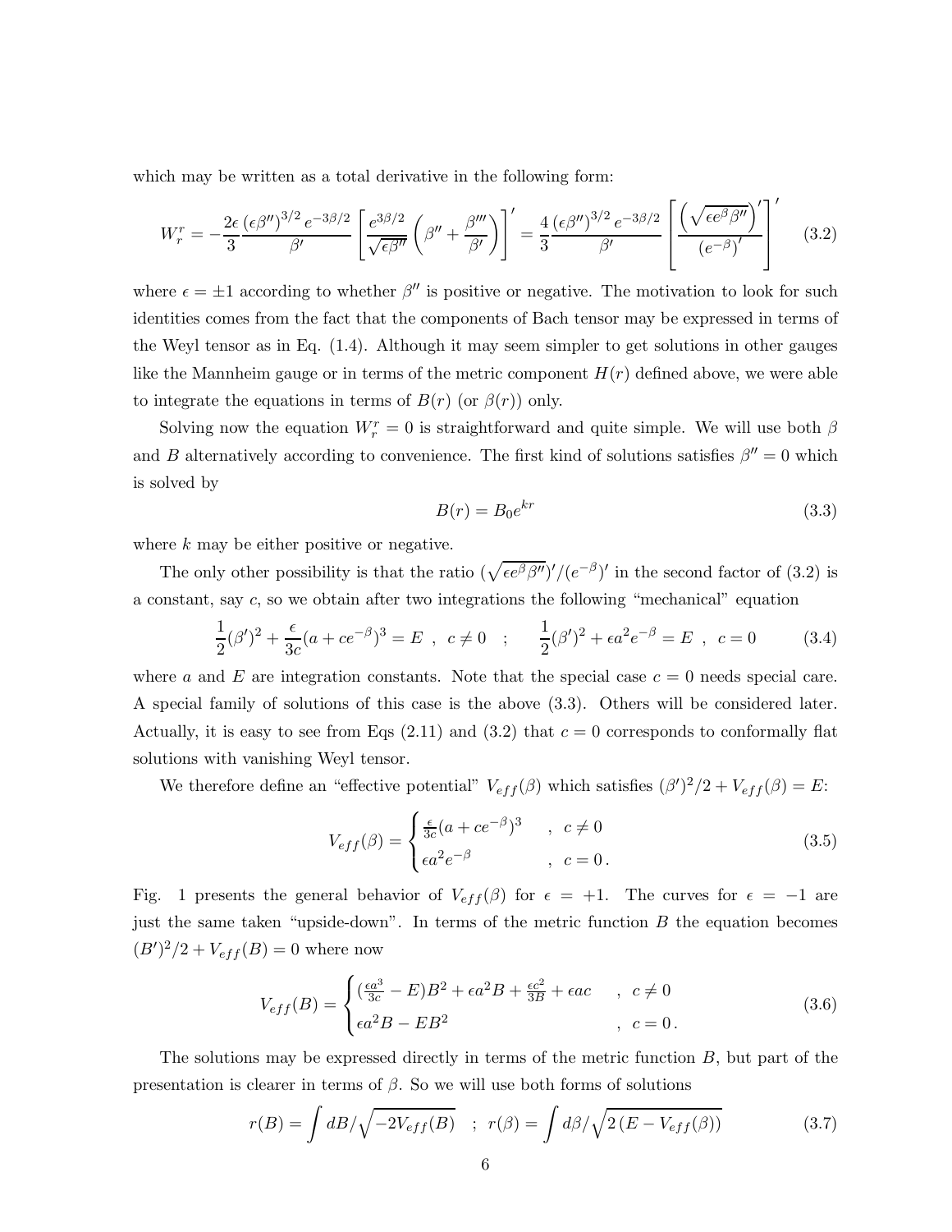which may be written as a total derivative in the following form:

$$
W^r_r = -\frac{2\epsilon}{3}\frac{(\epsilon\beta'')^{3/2}\,e^{-3\beta/2}}{\beta'}\left[\frac{e^{3\beta/2}}{\sqrt{\epsilon\beta''}}\left(\beta''+\frac{\beta'''}{\beta'}\right)\right]' = \frac{4}{3}\frac{(\epsilon\beta'')^{3/2}\,e^{-3\beta/2}}{\beta'}\left[\frac{\left(\sqrt{\epsilon e^{\beta}\beta''}\right)'}{\left(e^{-\beta}\right)'}\right]' \tag{3.2}
$$

where $\epsilon = \pm 1$ according to whether $\beta''$ is positive or negative. The motivation to look for such identities comes from the fact that the components of Bach tensor may be expressed in terms of the Weyl tensor as in Eq. (1.4). Although it may seem simpler to get solutions in other gauges like the Mannheim gauge or in terms of the metric component $H(r)$ defined above, we were able to integrate the equations in terms of $B(r)$ (or $\beta(r)$) only.

Solving now the equation $W^r_r = 0$ is straightforward and quite simple. We will use both $\beta$ and $B$ alternatively according to convenience. The first kind of solutions satisfies $\beta'' = 0$ which is solved by

$$
B(r) = B_0 e^{kr} \tag{3.3}
$$

where $k$ may be either positive or negative.

The only other possibility is that the ratio $(\sqrt{\epsilon e^{\beta}\beta''})'/(e^{-\beta})'$ in the second factor of (3.2) is a constant, say $c$, so we obtain after two integrations the following "mechanical" equation

$$
\frac{1}{2}(\beta')^2 + \frac{\epsilon}{3c}(a + ce^{-\beta})^3 = E \ , \ c \neq 0 \quad ; \qquad \frac{1}{2}(\beta')^2 + \epsilon a^2 e^{-\beta} = E \ , \ c = 0 \tag{3.4}
$$

where $a$ and $E$ are integration constants. Note that the special case $c = 0$ needs special care. A special family of solutions of this case is the above (3.3). Others will be considered later. Actually, it is easy to see from Eqs (2.11) and (3.2) that $c = 0$ corresponds to conformally flat solutions with vanishing Weyl tensor.

We therefore define an "effective potential" $V_{eff}(\beta)$ which satisfies $(\beta')^2/2 + V_{eff}(\beta) = E$:

$$
V_{eff}(\beta) = \begin{cases} \frac{\epsilon}{3c}(a + ce^{-\beta})^3 & , \ c \neq 0 \\ \epsilon a^2 e^{-\beta} & , \ c = 0\,. \end{cases} \tag{3.5}
$$

Fig. 1 presents the general behavior of $V_{eff}(\beta)$ for $\epsilon = +1$. The curves for $\epsilon = -1$ are just the same taken "upside-down". In terms of the metric function $B$ the equation becomes $(B')^2/2 + V_{eff}(B) = 0$ where now

$$
V_{eff}(B) = \begin{cases} (\frac{\epsilon a^3}{3c} - E)B^2 + \epsilon a^2 B + \frac{\epsilon c^2}{3B} + \epsilon ac & , \ c \neq 0 \\ \epsilon a^2 B - EB^2 & , \ c = 0\,. \end{cases} \tag{3.6}
$$

The solutions may be expressed directly in terms of the metric function $B$, but part of the presentation is clearer in terms of $\beta$. So we will use both forms of solutions

$$
r(B) = \int dB/\sqrt{-2V_{eff}(B)} \quad ; \ r(\beta) = \int d\beta/\sqrt{2\,(E - V_{eff}(\beta))} \tag{3.7}
$$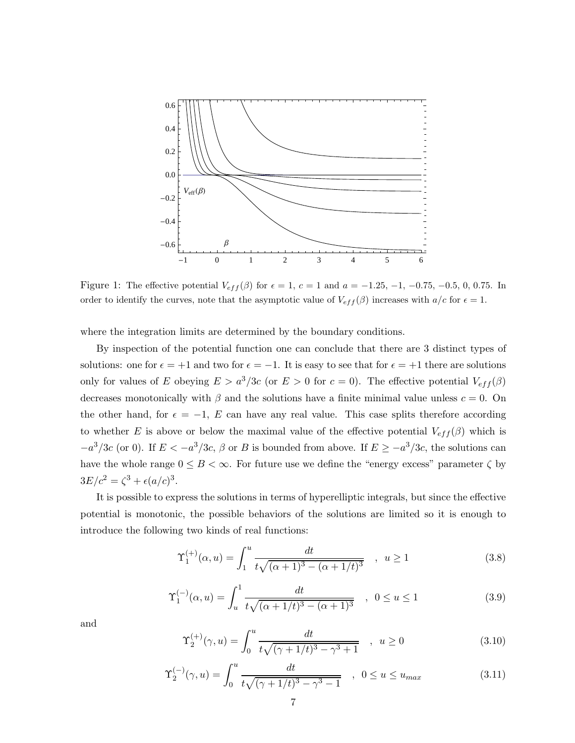Figure 1: The effective potential $V_{eff}(\beta)$ for $\epsilon = 1$, $c = 1$ and $a = -1.25, -1, -0.75, -0.5, 0, 0.75$. In order to identify the curves, note that the asymptotic value of $V_{eff}(\beta)$ increases with $a/c$ for $\epsilon = 1$.

where the integration limits are determined by the boundary conditions.

By inspection of the potential function one can conclude that there are 3 distinct types of solutions: one for $\epsilon = +1$ and two for $\epsilon = -1$. It is easy to see that for $\epsilon = +1$ there are solutions only for values of $E$ obeying $E > a^3/3c$ (or $E > 0$ for $c = 0$). The effective potential $V_{eff}(\beta)$ decreases monotonically with $\beta$ and the solutions have a finite minimal value unless $c = 0$. On the other hand, for $\epsilon = -1$, $E$ can have any real value. This case splits therefore according to whether $E$ is above or below the maximal value of the effective potential $V_{eff}(\beta)$ which is $-a^3/3c$ (or 0). If $E < -a^3/3c$, $\beta$ or $B$ is bounded from above. If $E \geq -a^3/3c$, the solutions can have the whole range $0 \leq B < \infty$. For future use we define the "energy excess" parameter $\zeta$ by $3E/c^2 = \zeta^3 + \epsilon(a/c)^3$.

It is possible to express the solutions in terms of hyperelliptic integrals, but since the effective potential is monotonic, the possible behaviors of the solutions are limited so it is enough to introduce the following two kinds of real functions:

$$\Upsilon_1^{(+)}(\alpha, u) = \int_1^u \frac{dt}{t\sqrt{(\alpha+1)^3 - (\alpha+1/t)^3}} \quad , \quad u \geq 1 \tag{3.8}$$

$$\Upsilon_1^{(-)}(\alpha, u) = \int_u^1 \frac{dt}{t\sqrt{(\alpha+1/t)^3 - (\alpha+1)^3}} \quad , \quad 0 \leq u \leq 1 \tag{3.9}$$

and

$$\Upsilon_2^{(+)}(\gamma, u) = \int_0^u \frac{dt}{t\sqrt{(\gamma+1/t)^3 - \gamma^3 + 1}} \quad , \quad u \geq 0 \tag{3.10}$$

$$\Upsilon_2^{(-)}(\gamma, u) = \int_0^u \frac{dt}{t\sqrt{(\gamma+1/t)^3 - \gamma^3 - 1}} \quad , \quad 0 \leq u \leq u_{max} \tag{3.11}$$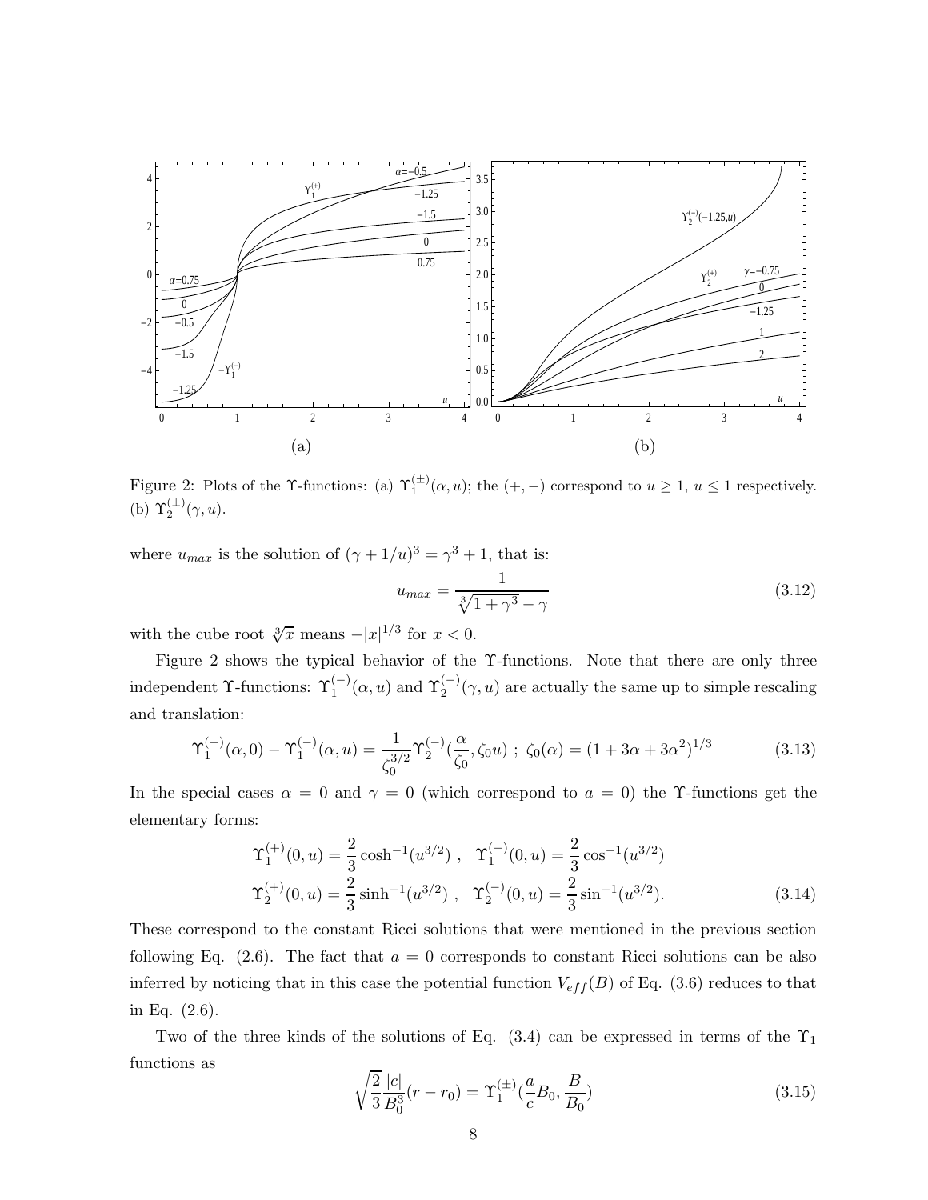Figure 2: Plots of the $\Upsilon$-functions: (a) $\Upsilon_1^{(\pm)}(\alpha, u)$; the $(+,-)$ correspond to $u \geq 1$, $u \leq 1$ respectively. (b) $\Upsilon_2^{(\pm)}(\gamma, u)$.

where $u_{max}$ is the solution of $(\gamma + 1/u)^3 = \gamma^3 + 1$, that is:

$$u_{max} = \frac{1}{\sqrt[3]{1+\gamma^3} - \gamma} \tag{3.12}$$

with the cube root $\sqrt[3]{x}$ means $-|x|^{1/3}$ for $x < 0$.

Figure 2 shows the typical behavior of the $\Upsilon$-functions. Note that there are only three independent $\Upsilon$-functions: $\Upsilon_1^{(-)}(\alpha, u)$ and $\Upsilon_2^{(-)}(\gamma, u)$ are actually the same up to simple rescaling and translation:

$$\Upsilon_1^{(-)}(\alpha, 0) - \Upsilon_1^{(-)}(\alpha, u) = \frac{1}{\zeta_0^{3/2}} \Upsilon_2^{(-)}\left(\frac{\alpha}{\zeta_0}, \zeta_0 u\right) \; ; \; \zeta_0(\alpha) = (1 + 3\alpha + 3\alpha^2)^{1/3} \tag{3.13}$$

In the special cases $\alpha = 0$ and $\gamma = 0$ (which correspond to $a = 0$) the $\Upsilon$-functions get the elementary forms:

$$\begin{aligned} \Upsilon_1^{(+)}(0, u) &= \frac{2}{3} \cosh^{-1}(u^{3/2}) \; , \quad \Upsilon_1^{(-)}(0, u) = \frac{2}{3} \cos^{-1}(u^{3/2}) \\ \Upsilon_2^{(+)}(0, u) &= \frac{2}{3} \sinh^{-1}(u^{3/2}) \; , \quad \Upsilon_2^{(-)}(0, u) = \frac{2}{3} \sin^{-1}(u^{3/2}). \end{aligned} \tag{3.14}$$

These correspond to the constant Ricci solutions that were mentioned in the previous section following Eq. (2.6). The fact that $a = 0$ corresponds to constant Ricci solutions can be also inferred by noticing that in this case the potential function $V_{eff}(B)$ of Eq. (3.6) reduces to that in Eq. (2.6).

Two of the three kinds of the solutions of Eq. (3.4) can be expressed in terms of the $\Upsilon_1$ functions as

$$\sqrt{\frac{2}{3}} \frac{|c|}{B_0^3}(r - r_0) = \Upsilon_1^{(\pm)}\left(\frac{a}{c} B_0, \frac{B}{B_0}\right) \tag{3.15}$$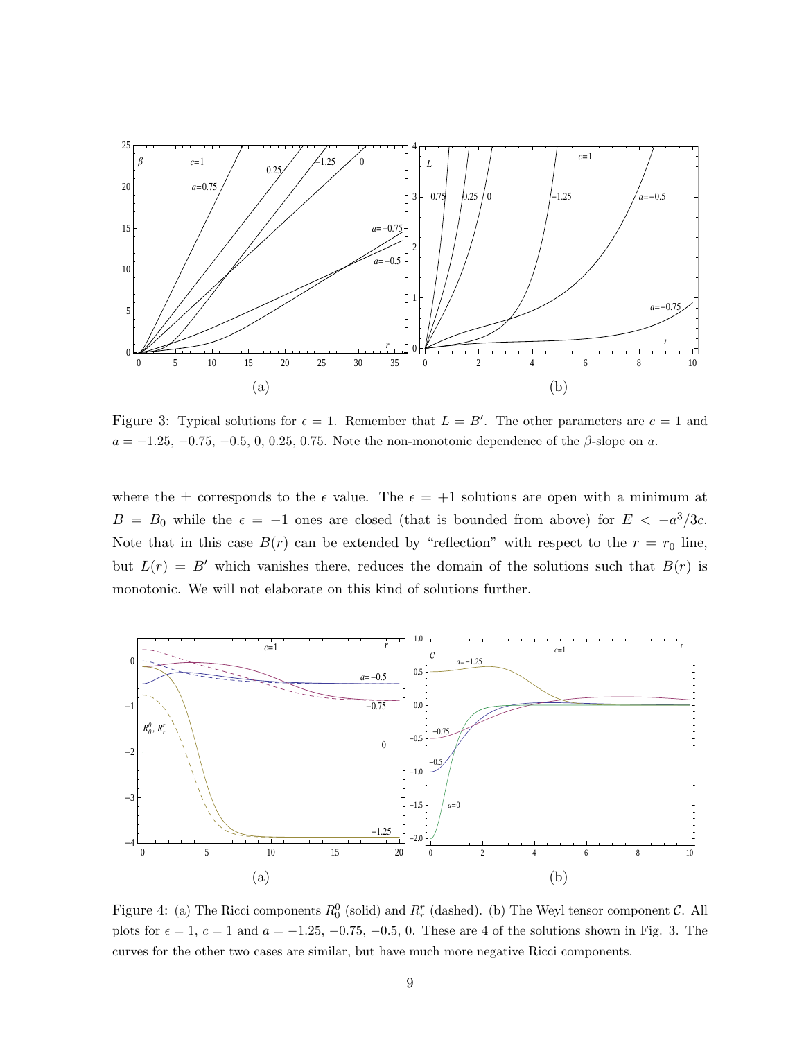Figure 3: Typical solutions for $\epsilon = 1$. Remember that $L = B'$. The other parameters are $c = 1$ and $a = -1.25, -0.75, -0.5, 0, 0.25, 0.75$. Note the non-monotonic dependence of the $\beta$-slope on $a$.

where the $\pm$ corresponds to the $\epsilon$ value. The $\epsilon = +1$ solutions are open with a minimum at $B = B_0$ while the $\epsilon = -1$ ones are closed (that is bounded from above) for $E < -a^3/3c$. Note that in this case $B(r)$ can be extended by "reflection" with respect to the $r = r_0$ line, but $L(r) = B'$ which vanishes there, reduces the domain of the solutions such that $B(r)$ is monotonic. We will not elaborate on this kind of solutions further.

Figure 4: (a) The Ricci components $R^0_0$ (solid) and $R^r_r$ (dashed). (b) The Weyl tensor component $\mathcal{C}$. All plots for $\epsilon = 1$, $c = 1$ and $a = -1.25, -0.75, -0.5, 0$. These are 4 of the solutions shown in Fig. 3. The curves for the other two cases are similar, but have much more negative Ricci components.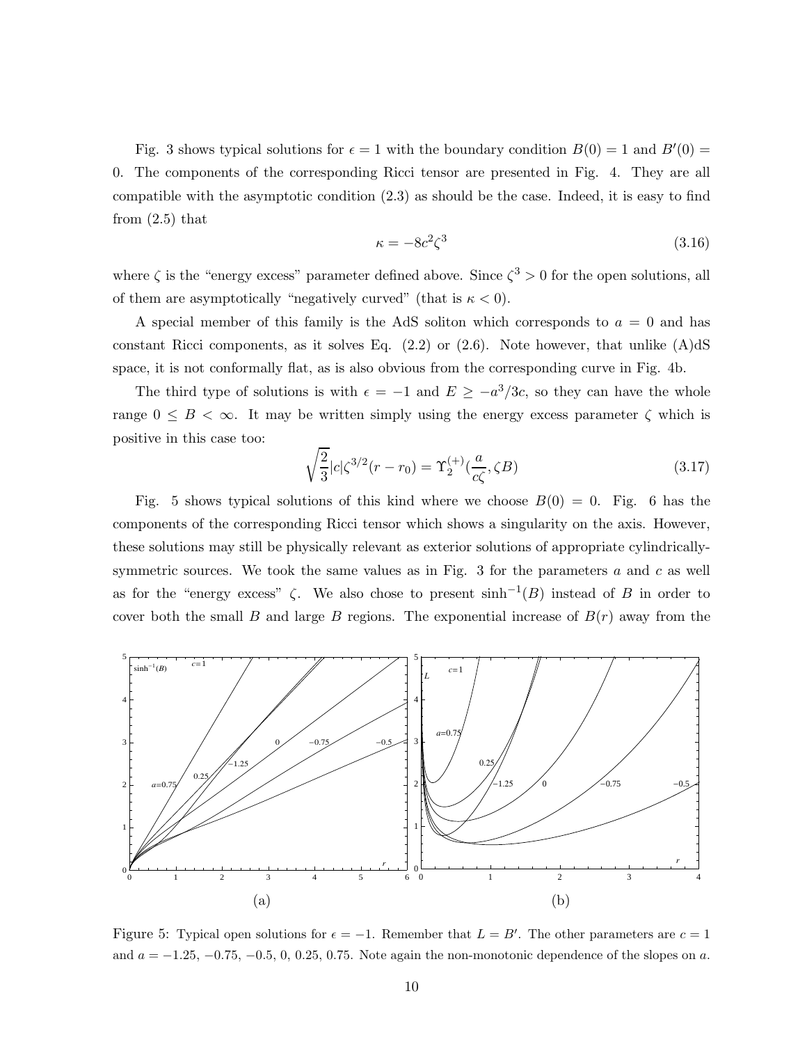Fig. 3 shows typical solutions for $\epsilon = 1$ with the boundary condition $B(0) = 1$ and $B'(0) = 0$. The components of the corresponding Ricci tensor are presented in Fig. 4. They are all compatible with the asymptotic condition (2.3) as should be the case. Indeed, it is easy to find from (2.5) that

$$\kappa = -8c^2\zeta^3 \tag{3.16}$$

where $\zeta$ is the "energy excess" parameter defined above. Since $\zeta^3 > 0$ for the open solutions, all of them are asymptotically "negatively curved" (that is $\kappa < 0$).

A special member of this family is the AdS soliton which corresponds to $a = 0$ and has constant Ricci components, as it solves Eq. (2.2) or (2.6). Note however, that unlike (A)dS space, it is not conformally flat, as is also obvious from the corresponding curve in Fig. 4b.

The third type of solutions is with $\epsilon = -1$ and $E \geq -a^3/3c$, so they can have the whole range $0 \leq B < \infty$. It may be written simply using the energy excess parameter $\zeta$ which is positive in this case too:

$$\sqrt{\frac{2}{3}}|c|\zeta^{3/2}(r - r_0) = \Upsilon_2^{(+)}(\frac{a}{c\zeta}, \zeta B) \tag{3.17}$$

Fig. 5 shows typical solutions of this kind where we choose $B(0) = 0$. Fig. 6 has the components of the corresponding Ricci tensor which shows a singularity on the axis. However, these solutions may still be physically relevant as exterior solutions of appropriate cylindrically-symmetric sources. We took the same values as in Fig. 3 for the parameters $a$ and $c$ as well as for the "energy excess" $\zeta$. We also chose to present $\sinh^{-1}(B)$ instead of $B$ in order to cover both the small $B$ and large $B$ regions. The exponential increase of $B(r)$ away from the

(a) (b)

Figure 5: Typical open solutions for $\epsilon = -1$. Remember that $L = B'$. The other parameters are $c = 1$ and $a = -1.25$, $-0.75$, $-0.5$, $0$, $0.25$, $0.75$. Note again the non-monotonic dependence of the slopes on $a$.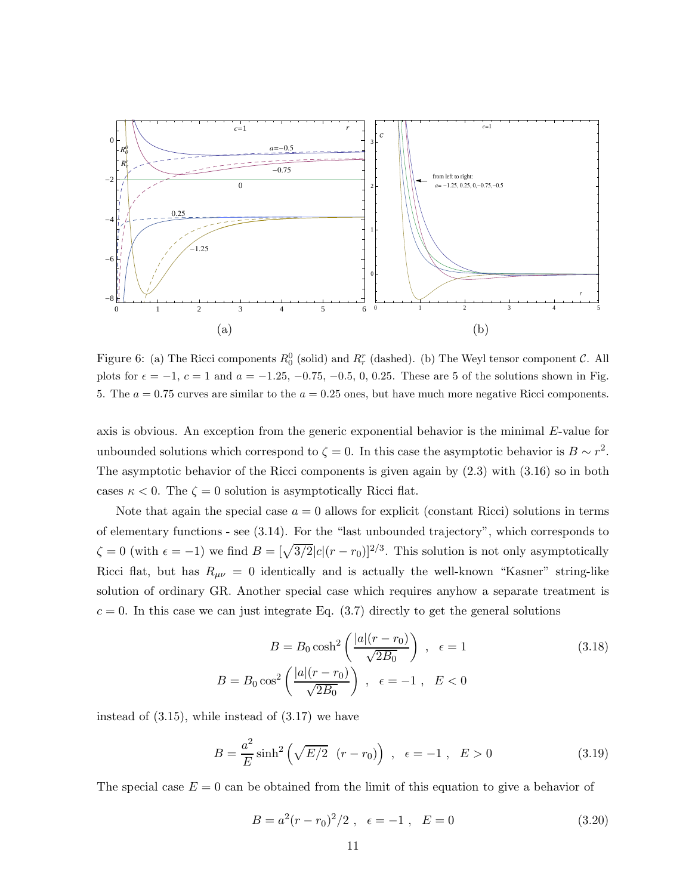(a) (b)

Figure 6: (a) The Ricci components $R^0_0$ (solid) and $R^r_r$ (dashed). (b) The Weyl tensor component $\mathcal{C}$. All plots for $\epsilon = -1$, $c = 1$ and $a = -1.25$, $-0.75$, $-0.5$, 0, 0.25. These are 5 of the solutions shown in Fig. 5. The $a = 0.75$ curves are similar to the $a = 0.25$ ones, but have much more negative Ricci components.

axis is obvious. An exception from the generic exponential behavior is the minimal $E$-value for unbounded solutions which correspond to $\zeta = 0$. In this case the asymptotic behavior is $B \sim r^2$. The asymptotic behavior of the Ricci components is given again by (2.3) with (3.16) so in both cases $\kappa < 0$. The $\zeta = 0$ solution is asymptotically Ricci flat.

Note that again the special case $a = 0$ allows for explicit (constant Ricci) solutions in terms of elementary functions - see (3.14). For the "last unbounded trajectory", which corresponds to $\zeta = 0$ (with $\epsilon = -1$) we find $B = [\sqrt{3/2}|c|(r - r_0)]^{2/3}$. This solution is not only asymptotically Ricci flat, but has $R_{\mu\nu} = 0$ identically and is actually the well-known "Kasner" string-like solution of ordinary GR. Another special case which requires anyhow a separate treatment is $c = 0$. In this case we can just integrate Eq. (3.7) directly to get the general solutions

$$B = B_0 \cosh^2\left(\frac{|a|(r - r_0)}{\sqrt{2B_0}}\right) \ , \quad \epsilon = 1 \tag{3.18}$$

$$B = B_0 \cos^2\left(\frac{|a|(r - r_0)}{\sqrt{2B_0}}\right) \ , \quad \epsilon = -1 \ , \quad E < 0$$

instead of (3.15), while instead of (3.17) we have

$$B = \frac{a^2}{E}\sinh^2\left(\sqrt{E/2} \ \ (r - r_0)\right) \ , \quad \epsilon = -1 \ , \quad E > 0 \tag{3.19}$$

The special case $E = 0$ can be obtained from the limit of this equation to give a behavior of

$$B = a^2(r - r_0)^2/2 \ , \quad \epsilon = -1 \ , \quad E = 0 \tag{3.20}$$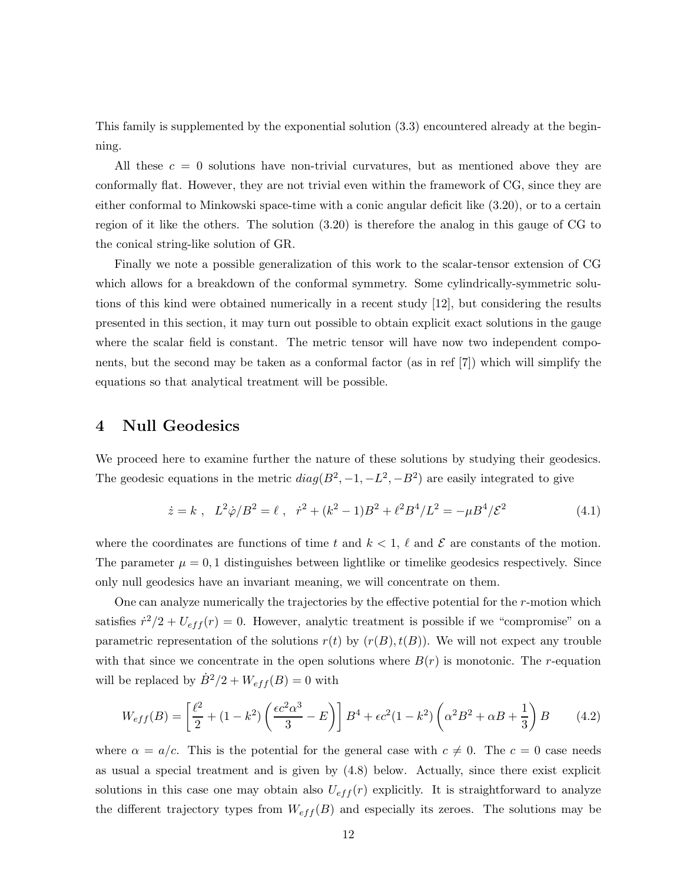This family is supplemented by the exponential solution (3.3) encountered already at the beginning.

All these $c = 0$ solutions have non-trivial curvatures, but as mentioned above they are conformally flat. However, they are not trivial even within the framework of CG, since they are either conformal to Minkowski space-time with a conic angular deficit like (3.20), or to a certain region of it like the others. The solution (3.20) is therefore the analog in this gauge of CG to the conical string-like solution of GR.

Finally we note a possible generalization of this work to the scalar-tensor extension of CG which allows for a breakdown of the conformal symmetry. Some cylindrically-symmetric solutions of this kind were obtained numerically in a recent study [12], but considering the results presented in this section, it may turn out possible to obtain explicit exact solutions in the gauge where the scalar field is constant. The metric tensor will have now two independent components, but the second may be taken as a conformal factor (as in ref [7]) which will simplify the equations so that analytical treatment will be possible.

# 4 Null Geodesics

We proceed here to examine further the nature of these solutions by studying their geodesics. The geodesic equations in the metric $diag(B^2, -1, -L^2, -B^2)$ are easily integrated to give

$$\dot{z} = k \ , \quad L^2\dot{\varphi}/B^2 = \ell \ , \quad \dot{r}^2 + (k^2-1)B^2 + \ell^2 B^4/L^2 = -\mu B^4/\mathcal{E}^2 \tag{4.1}$$

where the coordinates are functions of time $t$ and $k < 1$, $\ell$ and $\mathcal{E}$ are constants of the motion. The parameter $\mu = 0, 1$ distinguishes between lightlike or timelike geodesics respectively. Since only null geodesics have an invariant meaning, we will concentrate on them.

One can analyze numerically the trajectories by the effective potential for the $r$-motion which satisfies $\dot{r}^2/2 + U_{eff}(r) = 0$. However, analytic treatment is possible if we "compromise" on a parametric representation of the solutions $r(t)$ by $(r(B), t(B))$. We will not expect any trouble with that since we concentrate in the open solutions where $B(r)$ is monotonic. The $r$-equation will be replaced by $\dot{B}^2/2 + W_{eff}(B) = 0$ with

$$W_{eff}(B) = \left[\frac{\ell^2}{2} + (1-k^2)\left(\frac{\epsilon c^2\alpha^3}{3} - E\right)\right]B^4 + \epsilon c^2(1-k^2)\left(\alpha^2 B^2 + \alpha B + \frac{1}{3}\right)B \tag{4.2}$$

where $\alpha = a/c$. This is the potential for the general case with $c \neq 0$. The $c = 0$ case needs as usual a special treatment and is given by (4.8) below. Actually, since there exist explicit solutions in this case one may obtain also $U_{eff}(r)$ explicitly. It is straightforward to analyze the different trajectory types from $W_{eff}(B)$ and especially its zeroes. The solutions may be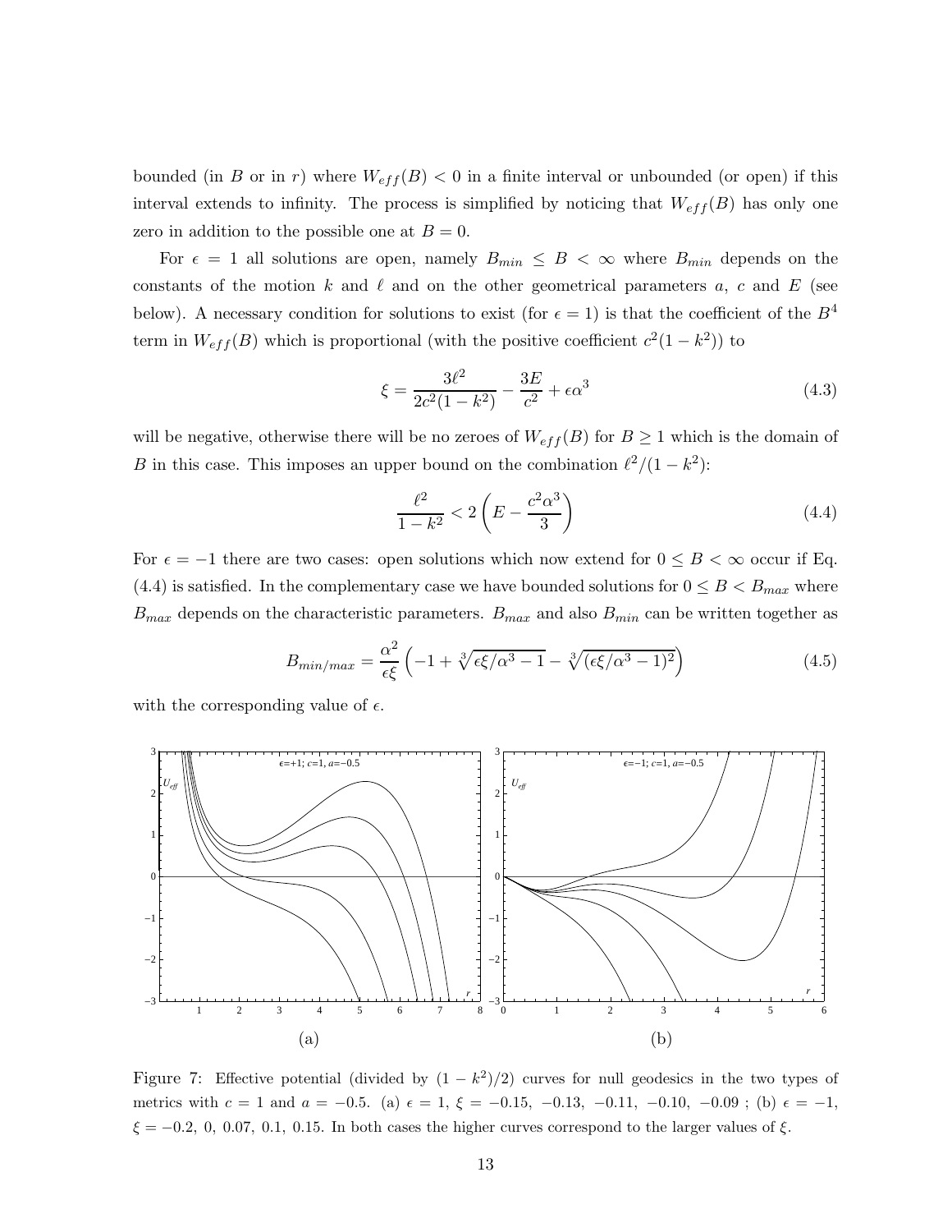bounded (in $B$ or in $r$) where $W_{eff}(B) < 0$ in a finite interval or unbounded (or open) if this interval extends to infinity. The process is simplified by noticing that $W_{eff}(B)$ has only one zero in addition to the possible one at $B = 0$.

For $\epsilon = 1$ all solutions are open, namely $B_{min} \leq B < \infty$ where $B_{min}$ depends on the constants of the motion $k$ and $\ell$ and on the other geometrical parameters $a$, $c$ and $E$ (see below). A necessary condition for solutions to exist (for $\epsilon = 1$) is that the coefficient of the $B^4$ term in $W_{eff}(B)$ which is proportional (with the positive coefficient $c^2(1-k^2)$) to

$$\xi = \frac{3\ell^2}{2c^2(1-k^2)} - \frac{3E}{c^2} + \epsilon\alpha^3 \tag{4.3}$$

will be negative, otherwise there will be no zeroes of $W_{eff}(B)$ for $B \geq 1$ which is the domain of $B$ in this case. This imposes an upper bound on the combination $\ell^2/(1-k^2)$:

$$\frac{\ell^2}{1-k^2} < 2\left(E - \frac{c^2\alpha^3}{3}\right) \tag{4.4}$$

For $\epsilon = -1$ there are two cases: open solutions which now extend for $0 \leq B < \infty$ occur if Eq. (4.4) is satisfied. In the complementary case we have bounded solutions for $0 \leq B < B_{max}$ where $B_{max}$ depends on the characteristic parameters. $B_{max}$ and also $B_{min}$ can be written together as

$$B_{min/max} = \frac{\alpha^2}{\epsilon\xi}\left(-1 + \sqrt[3]{\epsilon\xi/\alpha^3 - 1} - \sqrt[3]{(\epsilon\xi/\alpha^3 - 1)^2}\right) \tag{4.5}$$

with the corresponding value of $\epsilon$.

Figure 7: Effective potential (divided by $(1-k^2)/2$) curves for null geodesics in the two types of metrics with $c = 1$ and $a = -0.5$. (a) $\epsilon = 1$, $\xi = -0.15$, $-0.13$, $-0.11$, $-0.10$, $-0.09$ ; (b) $\epsilon = -1$, $\xi = -0.2$, $0$, $0.07$, $0.1$, $0.15$. In both cases the higher curves correspond to the larger values of $\xi$.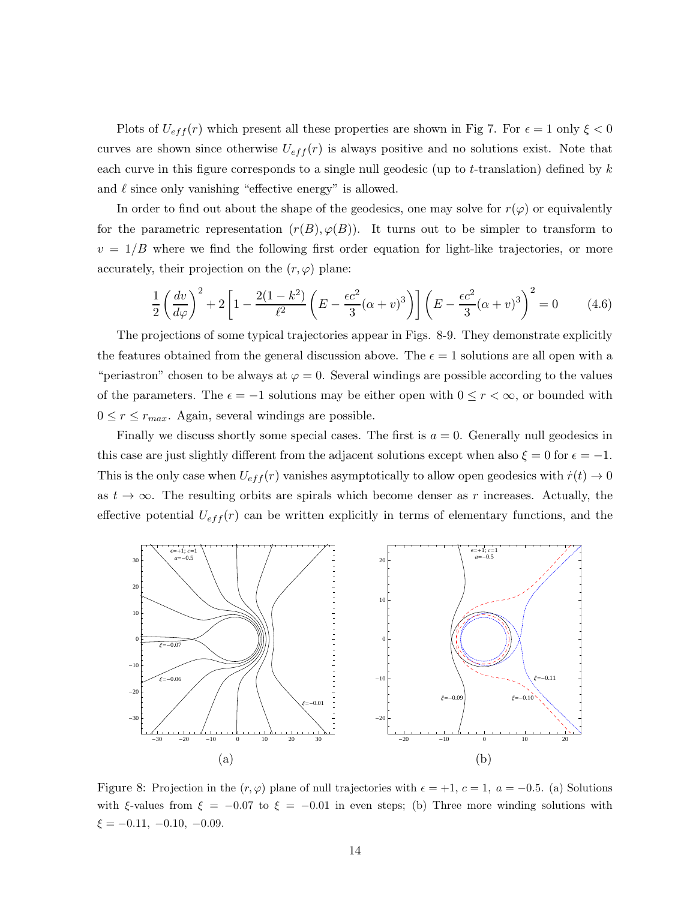Plots of $U_{eff}(r)$ which present all these properties are shown in Fig 7. For $\epsilon = 1$ only $\xi < 0$ curves are shown since otherwise $U_{eff}(r)$ is always positive and no solutions exist. Note that each curve in this figure corresponds to a single null geodesic (up to $t$-translation) defined by $k$ and $\ell$ since only vanishing "effective energy" is allowed.

In order to find out about the shape of the geodesics, one may solve for $r(\varphi)$ or equivalently for the parametric representation $(r(B), \varphi(B))$. It turns out to be simpler to transform to $v = 1/B$ where we find the following first order equation for light-like trajectories, or more accurately, their projection on the $(r, \varphi)$ plane:

$$\frac{1}{2}\left(\frac{dv}{d\varphi}\right)^2 + 2\left[1 - \frac{2(1-k^2)}{\ell^2}\left(E - \frac{\epsilon c^2}{3}(\alpha + v)^3\right)\right]\left(E - \frac{\epsilon c^2}{3}(\alpha + v)^3\right)^2 = 0 \tag{4.6}$$

The projections of some typical trajectories appear in Figs. 8-9. They demonstrate explicitly the features obtained from the general discussion above. The $\epsilon = 1$ solutions are all open with a "periastron" chosen to be always at $\varphi = 0$. Several windings are possible according to the values of the parameters. The $\epsilon = -1$ solutions may be either open with $0 \leq r < \infty$, or bounded with $0 \leq r \leq r_{max}$. Again, several windings are possible.

Finally we discuss shortly some special cases. The first is $a = 0$. Generally null geodesics in this case are just slightly different from the adjacent solutions except when also $\xi = 0$ for $\epsilon = -1$. This is the only case when $U_{eff}(r)$ vanishes asymptotically to allow open geodesics with $\dot{r}(t) \to 0$ as $t \to \infty$. The resulting orbits are spirals which become denser as $r$ increases. Actually, the effective potential $U_{eff}(r)$ can be written explicitly in terms of elementary functions, and the

(a) (b)

Figure 8: Projection in the $(r, \varphi)$ plane of null trajectories with $\epsilon = +1$, $c = 1$, $a = -0.5$. (a) Solutions with $\xi$-values from $\xi = -0.07$ to $\xi = -0.01$ in even steps; (b) Three more winding solutions with $\xi = -0.11,\ -0.10,\ -0.09$.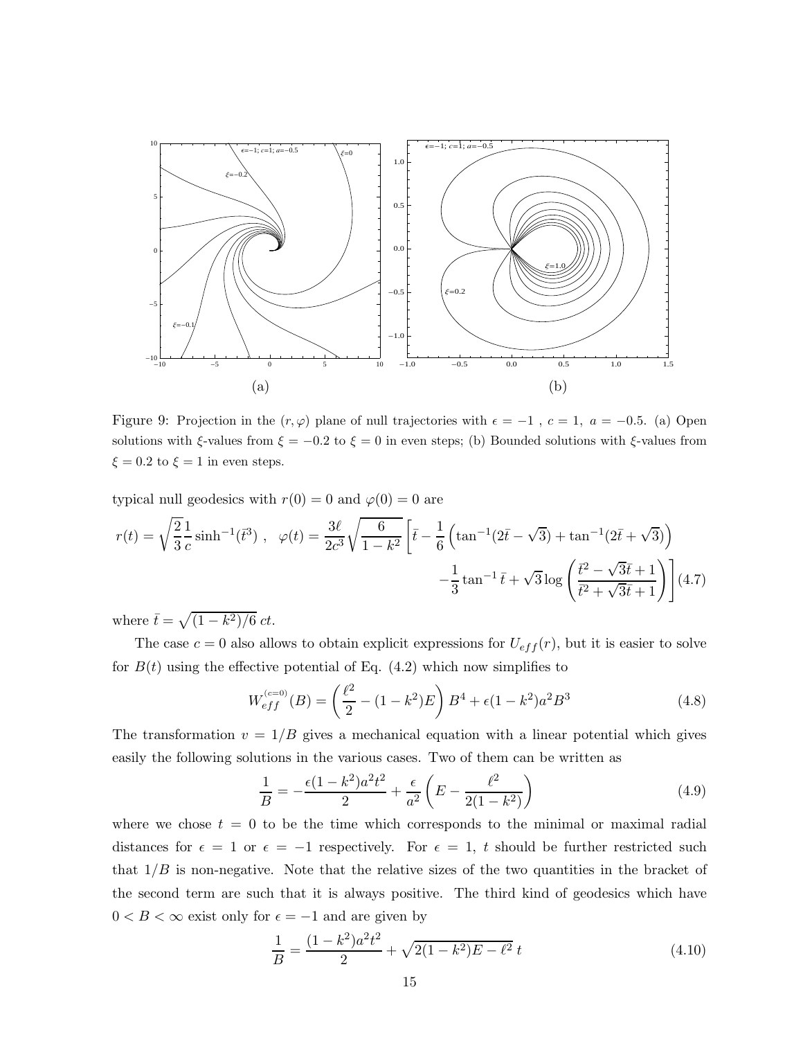Figure 9: Projection in the $(r, \varphi)$ plane of null trajectories with $\epsilon = -1$ , $c = 1$, $a = -0.5$. (a) Open solutions with $\xi$-values from $\xi = -0.2$ to $\xi = 0$ in even steps; (b) Bounded solutions with $\xi$-values from $\xi = 0.2$ to $\xi = 1$ in even steps.

typical null geodesics with $r(0) = 0$ and $\varphi(0) = 0$ are

$$r(t) = \sqrt{\frac{2}{3}}\frac{1}{c}\sinh^{-1}(\bar{t}^3) \ , \quad \varphi(t) = \frac{3\ell}{2c^3}\sqrt{\frac{6}{1-k^2}}\left[\bar{t} - \frac{1}{6}\left(\tan^{-1}(2\bar{t}-\sqrt{3}) + \tan^{-1}(2\bar{t}+\sqrt{3})\right) - \frac{1}{3}\tan^{-1}\bar{t} + \sqrt{3}\log\left(\frac{\bar{t}^2 - \sqrt{3}\bar{t}+1}{\bar{t}^2+\sqrt{3}\bar{t}+1}\right)\right] \quad (4.7)$$

where $\bar{t} = \sqrt{(1-k^2)/6}\ ct$.

The case $c = 0$ also allows to obtain explicit expressions for $U_{eff}(r)$, but it is easier to solve for $B(t)$ using the effective potential of Eq. (4.2) which now simplifies to

$$W_{eff}^{(c=0)}(B) = \left(\frac{\ell^2}{2} - (1-k^2)E\right)B^4 + \epsilon(1-k^2)a^2B^3 \quad (4.8)$$

The transformation $v = 1/B$ gives a mechanical equation with a linear potential which gives easily the following solutions in the various cases. Two of them can be written as

$$\frac{1}{B} = -\frac{\epsilon(1-k^2)a^2t^2}{2} + \frac{\epsilon}{a^2}\left(E - \frac{\ell^2}{2(1-k^2)}\right) \quad (4.9)$$

where we chose $t = 0$ to be the time which corresponds to the minimal or maximal radial distances for $\epsilon = 1$ or $\epsilon = -1$ respectively. For $\epsilon = 1$, $t$ should be further restricted such that $1/B$ is non-negative. Note that the relative sizes of the two quantities in the bracket of the second term are such that it is always positive. The third kind of geodesics which have $0 < B < \infty$ exist only for $\epsilon = -1$ and are given by

$$\frac{1}{B} = \frac{(1-k^2)a^2t^2}{2} + \sqrt{2(1-k^2)E - \ell^2}\ t \quad (4.10)$$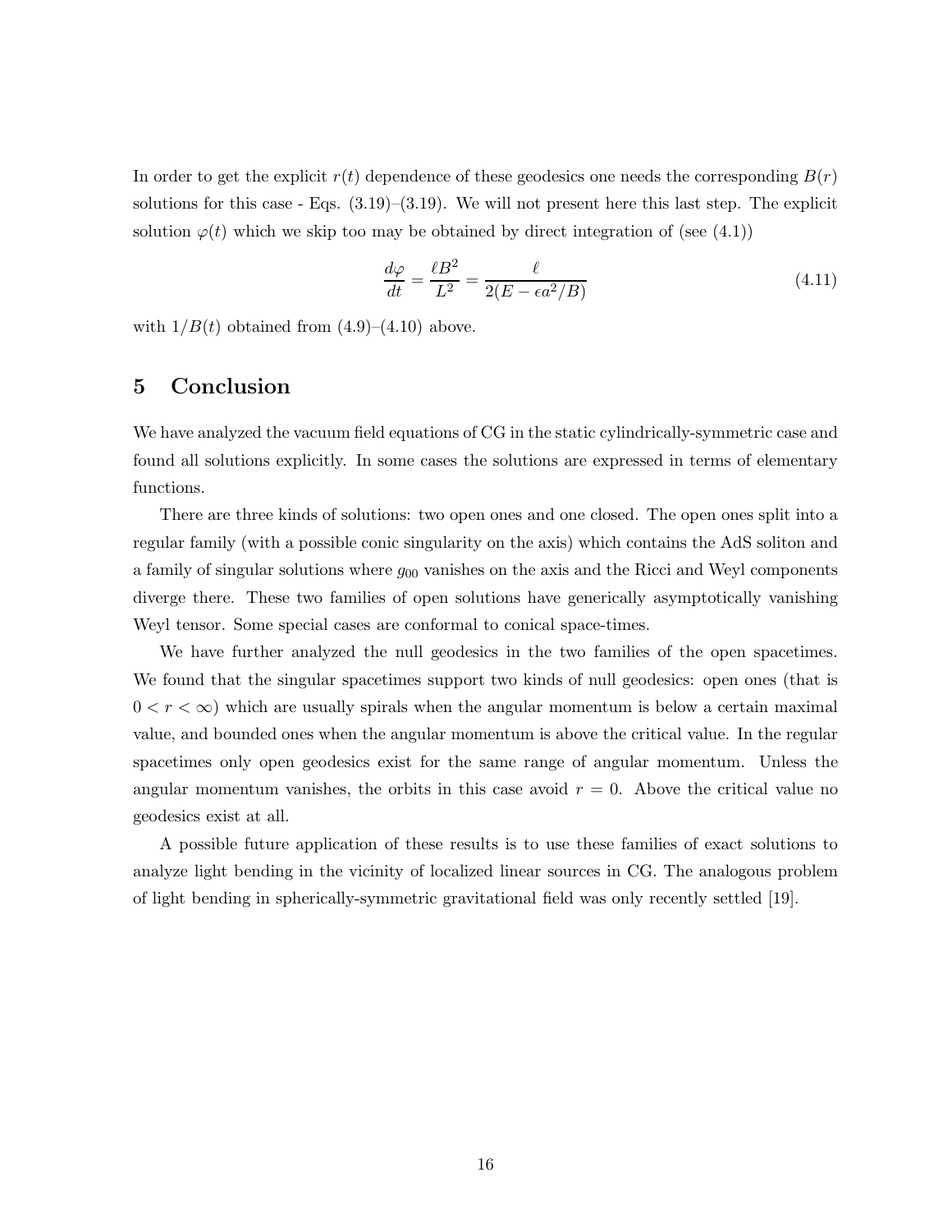In order to get the explicit $r(t)$ dependence of these geodesics one needs the corresponding $B(r)$ solutions for this case - Eqs. (3.19)–(3.19). We will not present here this last step. The explicit solution $\varphi(t)$ which we skip too may be obtained by direct integration of (see (4.1))

$$\frac{d\varphi}{dt} = \frac{\ell B^2}{L^2} = \frac{\ell}{2(E - \epsilon a^2/B)} \tag{4.11}$$

with $1/B(t)$ obtained from (4.9)–(4.10) above.

## 5 Conclusion

We have analyzed the vacuum field equations of CG in the static cylindrically-symmetric case and found all solutions explicitly. In some cases the solutions are expressed in terms of elementary functions.

There are three kinds of solutions: two open ones and one closed. The open ones split into a regular family (with a possible conic singularity on the axis) which contains the AdS soliton and a family of singular solutions where $g_{00}$ vanishes on the axis and the Ricci and Weyl components diverge there. These two families of open solutions have generically asymptotically vanishing Weyl tensor. Some special cases are conformal to conical space-times.

We have further analyzed the null geodesics in the two families of the open spacetimes. We found that the singular spacetimes support two kinds of null geodesics: open ones (that is $0 < r < \infty$) which are usually spirals when the angular momentum is below a certain maximal value, and bounded ones when the angular momentum is above the critical value. In the regular spacetimes only open geodesics exist for the same range of angular momentum. Unless the angular momentum vanishes, the orbits in this case avoid $r = 0$. Above the critical value no geodesics exist at all.

A possible future application of these results is to use these families of exact solutions to analyze light bending in the vicinity of localized linear sources in CG. The analogous problem of light bending in spherically-symmetric gravitational field was only recently settled [19].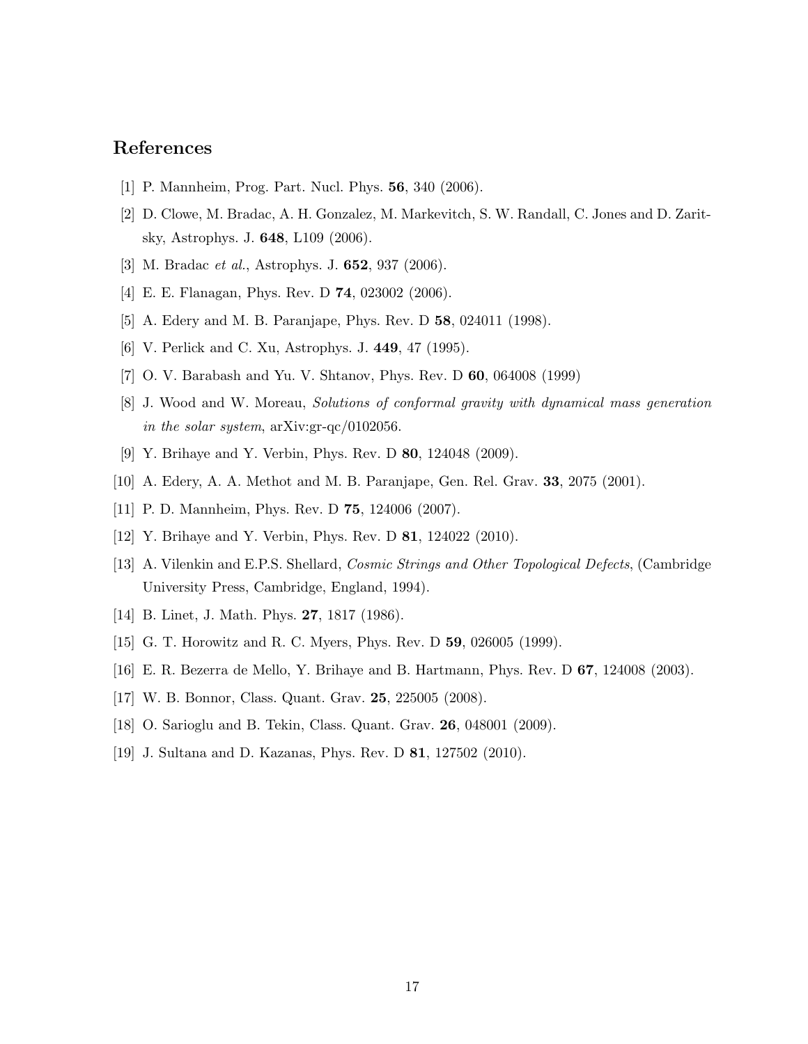## References

[1] P. Mannheim, Prog. Part. Nucl. Phys. **56**, 340 (2006).

[2] D. Clowe, M. Bradac, A. H. Gonzalez, M. Markevitch, S. W. Randall, C. Jones and D. Zaritsky, Astrophys. J. **648**, L109 (2006).

[3] M. Bradac *et al.*, Astrophys. J. **652**, 937 (2006).

[4] E. E. Flanagan, Phys. Rev. D **74**, 023002 (2006).

[5] A. Edery and M. B. Paranjape, Phys. Rev. D **58**, 024011 (1998).

[6] V. Perlick and C. Xu, Astrophys. J. **449**, 47 (1995).

[7] O. V. Barabash and Yu. V. Shtanov, Phys. Rev. D **60**, 064008 (1999)

[8] J. Wood and W. Moreau, *Solutions of conformal gravity with dynamical mass generation in the solar system*, arXiv:gr-qc/0102056.

[9] Y. Brihaye and Y. Verbin, Phys. Rev. D **80**, 124048 (2009).

[10] A. Edery, A. A. Methot and M. B. Paranjape, Gen. Rel. Grav. **33**, 2075 (2001).

[11] P. D. Mannheim, Phys. Rev. D **75**, 124006 (2007).

[12] Y. Brihaye and Y. Verbin, Phys. Rev. D **81**, 124022 (2010).

[13] A. Vilenkin and E.P.S. Shellard, *Cosmic Strings and Other Topological Defects*, (Cambridge University Press, Cambridge, England, 1994).

[14] B. Linet, J. Math. Phys. **27**, 1817 (1986).

[15] G. T. Horowitz and R. C. Myers, Phys. Rev. D **59**, 026005 (1999).

[16] E. R. Bezerra de Mello, Y. Brihaye and B. Hartmann, Phys. Rev. D **67**, 124008 (2003).

[17] W. B. Bonnor, Class. Quant. Grav. **25**, 225005 (2008).

[18] O. Sarioglu and B. Tekin, Class. Quant. Grav. **26**, 048001 (2009).

[19] J. Sultana and D. Kazanas, Phys. Rev. D **81**, 127502 (2010).